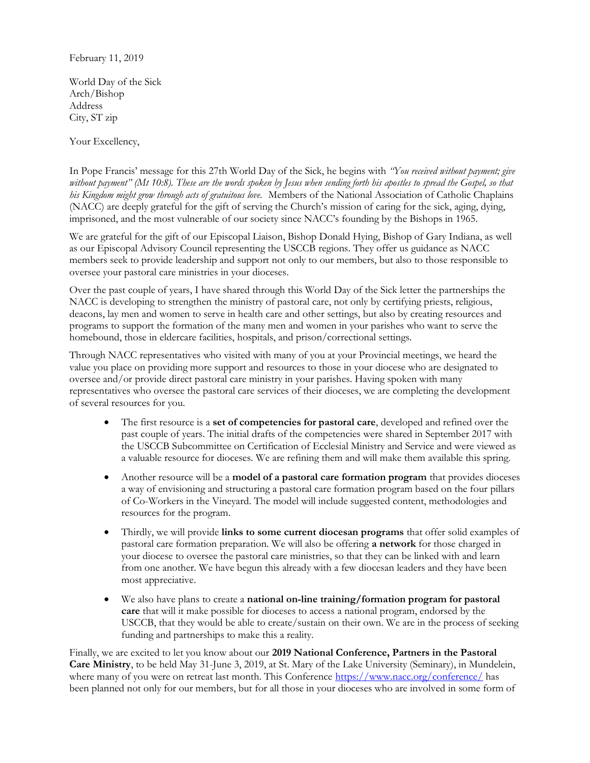February 11, 2019

World Day of the Sick
Arch/Bishop
Address
City, ST zip

Your Excellency,

In Pope Francis' message for this 27th World Day of the Sick, he begins with *"You received without payment; give without payment" (Mt 10:8). These are the words spoken by Jesus when sending forth his apostles to spread the Gospel, so that his Kingdom might grow through acts of gratuitous love.* Members of the National Association of Catholic Chaplains (NACC) are deeply grateful for the gift of serving the Church's mission of caring for the sick, aging, dying, imprisoned, and the most vulnerable of our society since NACC's founding by the Bishops in 1965.

We are grateful for the gift of our Episcopal Liaison, Bishop Donald Hying, Bishop of Gary Indiana, as well as our Episcopal Advisory Council representing the USCCB regions. They offer us guidance as NACC members seek to provide leadership and support not only to our members, but also to those responsible to oversee your pastoral care ministries in your dioceses.

Over the past couple of years, I have shared through this World Day of the Sick letter the partnerships the NACC is developing to strengthen the ministry of pastoral care, not only by certifying priests, religious, deacons, lay men and women to serve in health care and other settings, but also by creating resources and programs to support the formation of the many men and women in your parishes who want to serve the homebound, those in eldercare facilities, hospitals, and prison/correctional settings.

Through NACC representatives who visited with many of you at your Provincial meetings, we heard the value you place on providing more support and resources to those in your diocese who are designated to oversee and/or provide direct pastoral care ministry in your parishes. Having spoken with many representatives who oversee the pastoral care services of their dioceses, we are completing the development of several resources for you.

- The first resource is a **set of competencies for pastoral care**, developed and refined over the past couple of years. The initial drafts of the competencies were shared in September 2017 with the USCCB Subcommittee on Certification of Ecclesial Ministry and Service and were viewed as a valuable resource for dioceses. We are refining them and will make them available this spring.
- Another resource will be a **model of a pastoral care formation program** that provides dioceses a way of envisioning and structuring a pastoral care formation program based on the four pillars of Co-Workers in the Vineyard. The model will include suggested content, methodologies and resources for the program.
- Thirdly, we will provide **links to some current diocesan programs** that offer solid examples of pastoral care formation preparation. We will also be offering **a network** for those charged in your diocese to oversee the pastoral care ministries, so that they can be linked with and learn from one another. We have begun this already with a few diocesan leaders and they have been most appreciative.
- We also have plans to create a **national on-line training/formation program for pastoral care** that will it make possible for dioceses to access a national program, endorsed by the USCCB, that they would be able to create/sustain on their own. We are in the process of seeking funding and partnerships to make this a reality.

Finally, we are excited to let you know about our **2019 National Conference, Partners in the Pastoral Care Ministry**, to be held May 31-June 3, 2019, at St. Mary of the Lake University (Seminary), in Mundelein, where many of you were on retreat last month. This Conference https://www.nacc.org/conference/ has been planned not only for our members, but for all those in your dioceses who are involved in some form of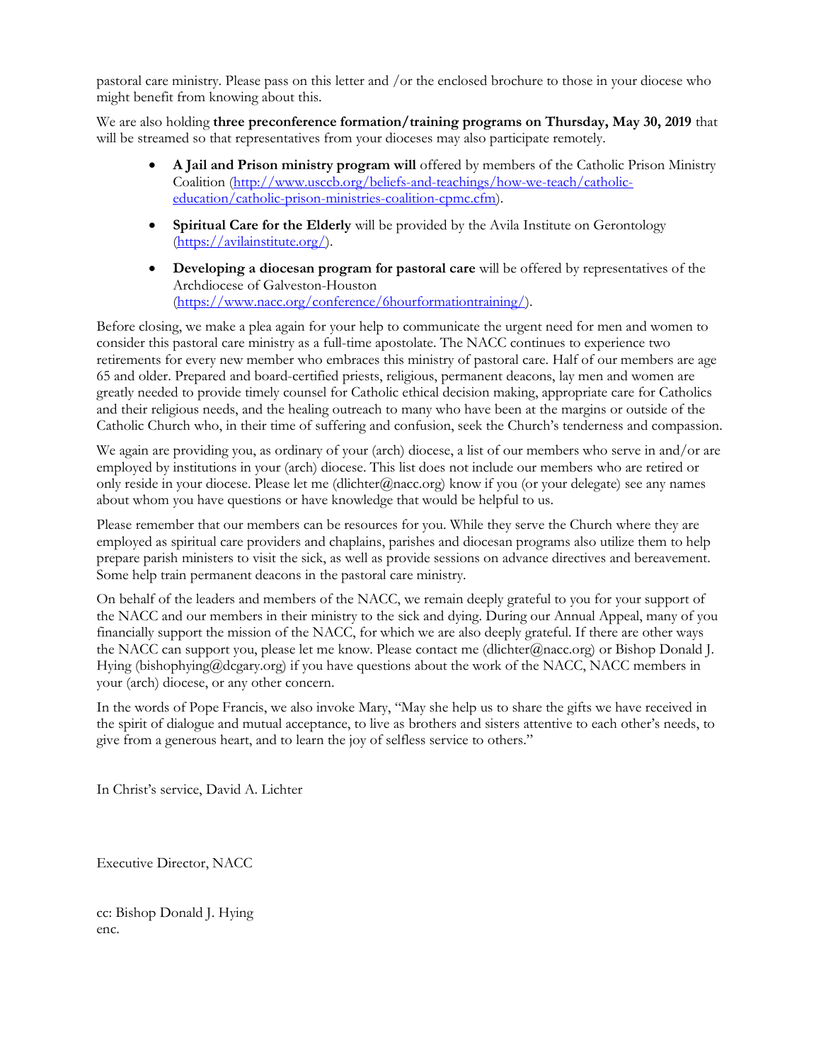pastoral care ministry. Please pass on this letter and /or the enclosed brochure to those in your diocese who might benefit from knowing about this.

We are also holding **three preconference formation/training programs on Thursday, May 30, 2019** that will be streamed so that representatives from your dioceses may also participate remotely.

- **A Jail and Prison ministry program will** offered by members of the Catholic Prison Ministry Coalition (http://www.usccb.org/beliefs-and-teachings/how-we-teach/catholic-education/catholic-prison-ministries-coalition-cpmc.cfm).
- **Spiritual Care for the Elderly** will be provided by the Avila Institute on Gerontology (https://avilainstitute.org/).
- **Developing a diocesan program for pastoral care** will be offered by representatives of the Archdiocese of Galveston-Houston (https://www.nacc.org/conference/6hourformationtraining/).

Before closing, we make a plea again for your help to communicate the urgent need for men and women to consider this pastoral care ministry as a full-time apostolate. The NACC continues to experience two retirements for every new member who embraces this ministry of pastoral care. Half of our members are age 65 and older. Prepared and board-certified priests, religious, permanent deacons, lay men and women are greatly needed to provide timely counsel for Catholic ethical decision making, appropriate care for Catholics and their religious needs, and the healing outreach to many who have been at the margins or outside of the Catholic Church who, in their time of suffering and confusion, seek the Church's tenderness and compassion.

We again are providing you, as ordinary of your (arch) diocese, a list of our members who serve in and/or are employed by institutions in your (arch) diocese. This list does not include our members who are retired or only reside in your diocese. Please let me (dlichter@nacc.org) know if you (or your delegate) see any names about whom you have questions or have knowledge that would be helpful to us.

Please remember that our members can be resources for you. While they serve the Church where they are employed as spiritual care providers and chaplains, parishes and diocesan programs also utilize them to help prepare parish ministers to visit the sick, as well as provide sessions on advance directives and bereavement. Some help train permanent deacons in the pastoral care ministry.

On behalf of the leaders and members of the NACC, we remain deeply grateful to you for your support of the NACC and our members in their ministry to the sick and dying. During our Annual Appeal, many of you financially support the mission of the NACC, for which we are also deeply grateful. If there are other ways the NACC can support you, please let me know. Please contact me (dlichter@nacc.org) or Bishop Donald J. Hying (bishophying@dcgary.org) if you have questions about the work of the NACC, NACC members in your (arch) diocese, or any other concern.

In the words of Pope Francis, we also invoke Mary, "May she help us to share the gifts we have received in the spirit of dialogue and mutual acceptance, to live as brothers and sisters attentive to each other's needs, to give from a generous heart, and to learn the joy of selfless service to others."

In Christ's service, David A. Lichter

Executive Director, NACC

cc: Bishop Donald J. Hying
enc.